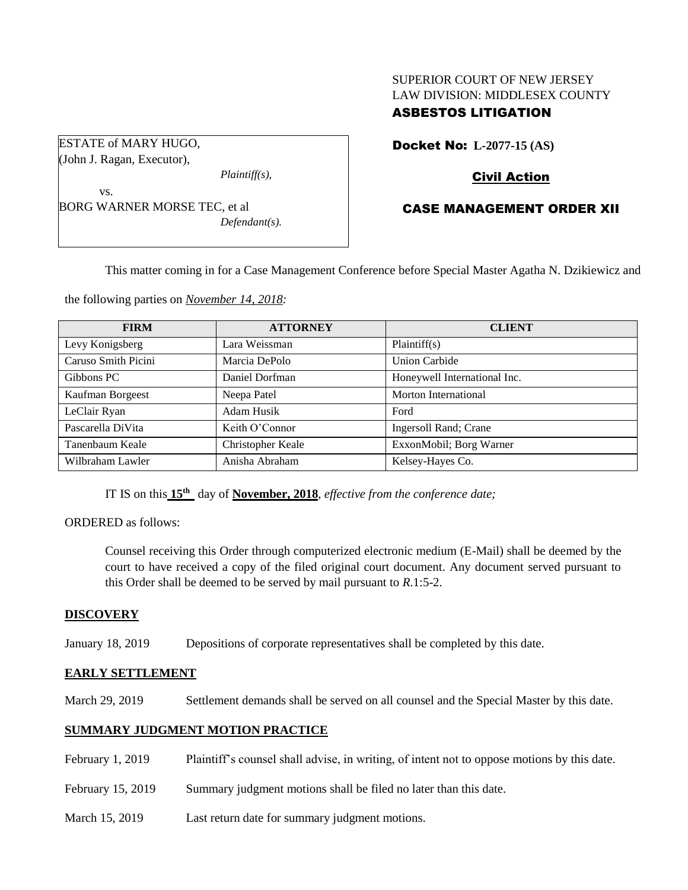SUPERIOR COURT OF NEW JERSEY
LAW DIVISION: MIDDLESEX COUNTY
**ASBESTOS LITIGATION**

ESTATE of MARY HUGO,
(John J. Ragan, Executor),
*Plaintiff(s),*
vs.
BORG WARNER MORSE TEC, et al
*Defendant(s).*

**Docket No: L-2077-15 (AS)**

**Civil Action**

**CASE MANAGEMENT ORDER XII**

This matter coming in for a Case Management Conference before Special Master Agatha N. Dzikiewicz and the following parties on *November 14, 2018:*

| FIRM | ATTORNEY | CLIENT |
| --- | --- | --- |
| Levy Konigsberg | Lara Weissman | Plaintiff(s) |
| Caruso Smith Picini | Marcia DePolo | Union Carbide |
| Gibbons PC | Daniel Dorfman | Honeywell International Inc. |
| Kaufman Borgeest | Neepa Patel | Morton International |
| LeClair Ryan | Adam Husik | Ford |
| Pascarella DiVita | Keith O'Connor | Ingersoll Rand; Crane |
| Tanenbaum Keale | Christopher Keale | ExxonMobil; Borg Warner |
| Wilbraham Lawler | Anisha Abraham | Kelsey-Hayes Co. |

IT IS on this **15th** day of **November, 2018**, *effective from the conference date;*

ORDERED as follows:

Counsel receiving this Order through computerized electronic medium (E-Mail) shall be deemed by the court to have received a copy of the filed original court document. Any document served pursuant to this Order shall be deemed to be served by mail pursuant to *R*.1:5-2.

## DISCOVERY

January 18, 2019 Depositions of corporate representatives shall be completed by this date.

## EARLY SETTLEMENT

March 29, 2019 Settlement demands shall be served on all counsel and the Special Master by this date.

## SUMMARY JUDGMENT MOTION PRACTICE

February 1, 2019 Plaintiff's counsel shall advise, in writing, of intent not to oppose motions by this date.

February 15, 2019 Summary judgment motions shall be filed no later than this date.

March 15, 2019 Last return date for summary judgment motions.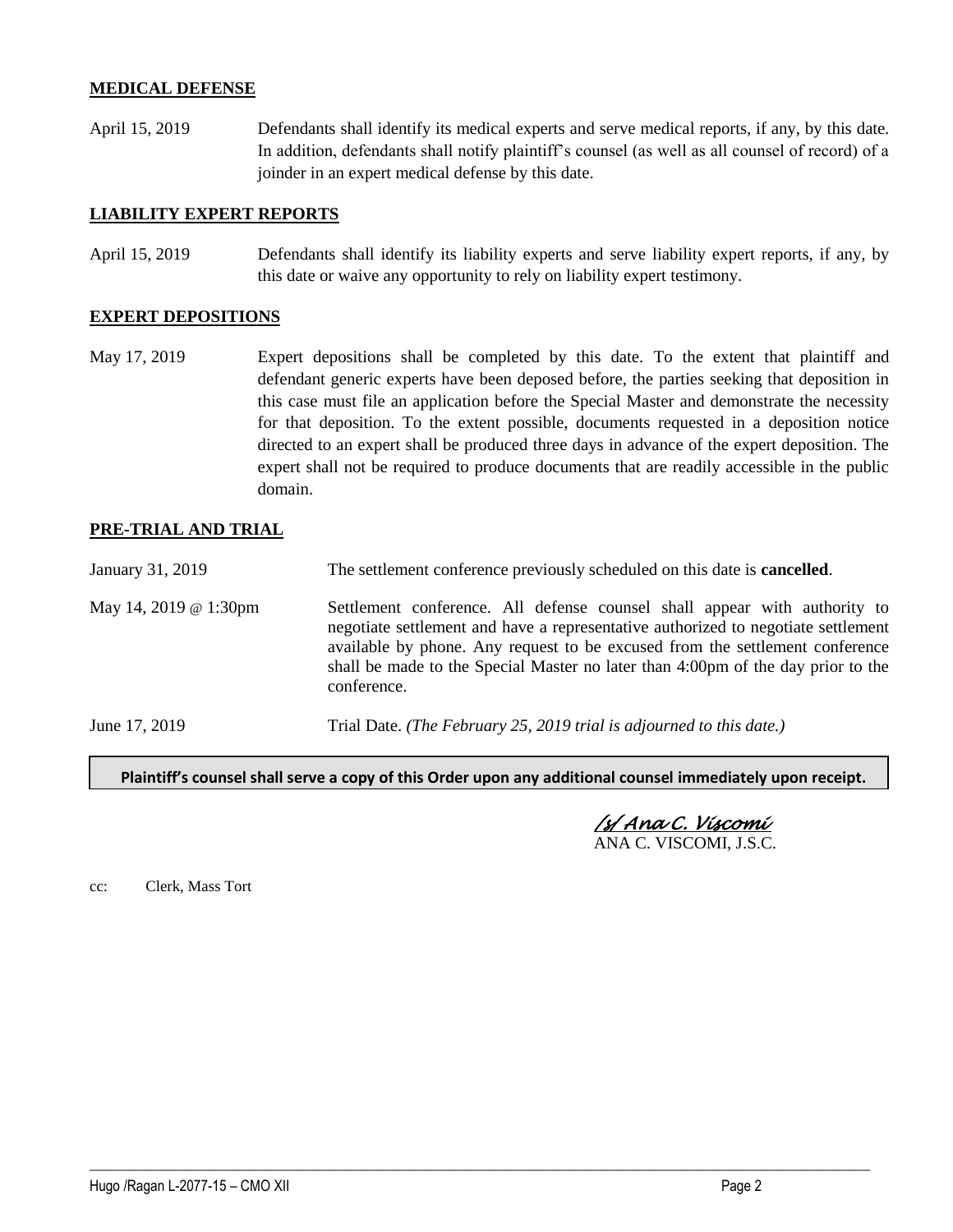**MEDICAL DEFENSE**

| | |
|---|---|
| April 15, 2019 | Defendants shall identify its medical experts and serve medical reports, if any, by this date. In addition, defendants shall notify plaintiff's counsel (as well as all counsel of record) of a joinder in an expert medical defense by this date. |

**LIABILITY EXPERT REPORTS**

| | |
|---|---|
| April 15, 2019 | Defendants shall identify its liability experts and serve liability expert reports, if any, by this date or waive any opportunity to rely on liability expert testimony. |

**EXPERT DEPOSITIONS**

| | |
|---|---|
| May 17, 2019 | Expert depositions shall be completed by this date. To the extent that plaintiff and defendant generic experts have been deposed before, the parties seeking that deposition in this case must file an application before the Special Master and demonstrate the necessity for that deposition. To the extent possible, documents requested in a deposition notice directed to an expert shall be produced three days in advance of the expert deposition. The expert shall not be required to produce documents that are readily accessible in the public domain. |

**PRE-TRIAL AND TRIAL**

| | |
|---|---|
| January 31, 2019 | The settlement conference previously scheduled on this date is **cancelled**. |
| May 14, 2019 @ 1:30pm | Settlement conference. All defense counsel shall appear with authority to negotiate settlement and have a representative authorized to negotiate settlement available by phone. Any request to be excused from the settlement conference shall be made to the Special Master no later than 4:00pm of the day prior to the conference. |
| June 17, 2019 | Trial Date. *(The February 25, 2019 trial is adjourned to this date.)* |

**Plaintiff's counsel shall serve a copy of this Order upon any additional counsel immediately upon receipt.**

*/s/ Ana C. Viscomi*
ANA C. VISCOMI, J.S.C.

cc: Clerk, Mass Tort

Hugo /Ragan L-2077-15 – CMO XII